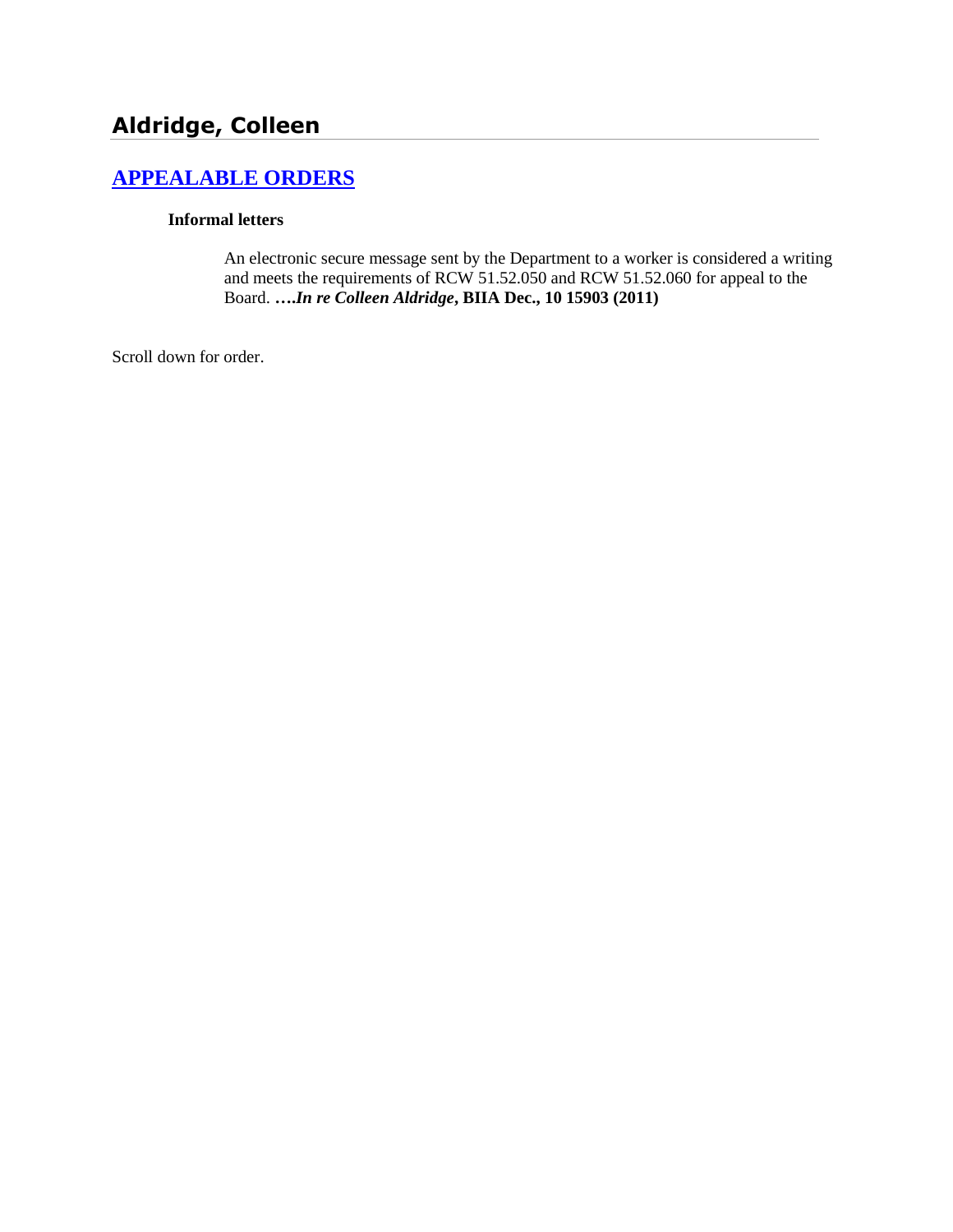## Aldridge, Colleen

### [APPEALABLE ORDERS]

**Informal letters**

An electronic secure message sent by the Department to a worker is considered a writing and meets the requirements of RCW 51.52.050 and RCW 51.52.060 for appeal to the Board. **….*In re Colleen Aldridge*, BIIA Dec., 10 15903 (2011)**

Scroll down for order.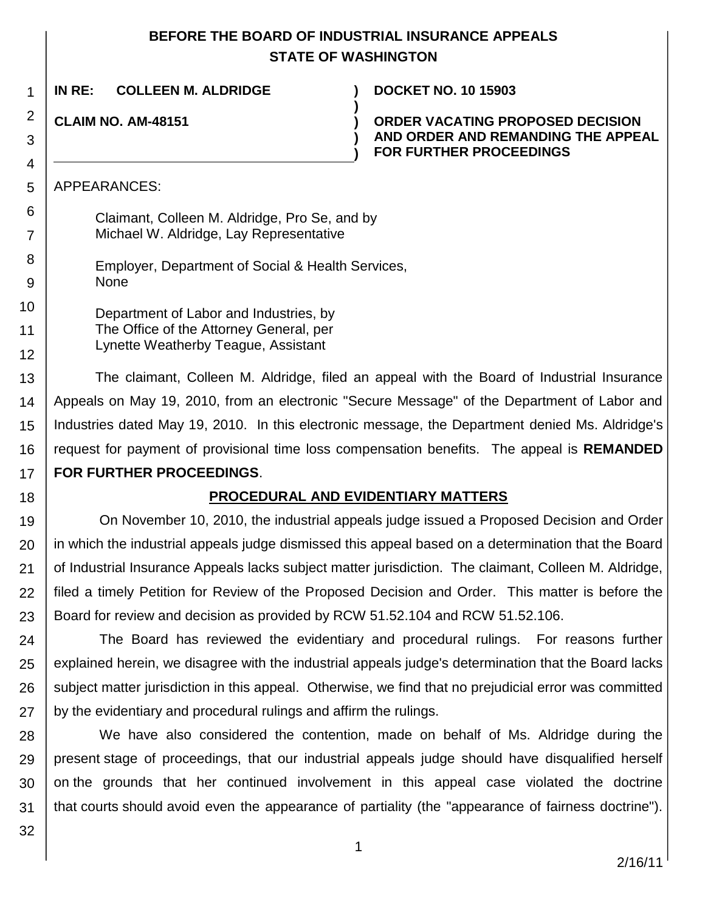**BEFORE THE BOARD OF INDUSTRIAL INSURANCE APPEALS**
**STATE OF WASHINGTON**

| | | |
|---|---|---|
| **IN RE: COLLEEN M. ALDRIDGE** | **)** | **DOCKET NO. 10 15903** |
| | **)** | |
| **CLAIM NO. AM-48151** | **)** | **ORDER VACATING PROPOSED DECISION AND ORDER AND REMANDING THE APPEAL FOR FURTHER PROCEEDINGS** |

APPEARANCES:

Claimant, Colleen M. Aldridge, Pro Se, and by
Michael W. Aldridge, Lay Representative

Employer, Department of Social & Health Services,
None

Department of Labor and Industries, by
The Office of the Attorney General, per
Lynette Weatherby Teague, Assistant

The claimant, Colleen M. Aldridge, filed an appeal with the Board of Industrial Insurance Appeals on May 19, 2010, from an electronic "Secure Message" of the Department of Labor and Industries dated May 19, 2010. In this electronic message, the Department denied Ms. Aldridge's request for payment of provisional time loss compensation benefits. The appeal is **REMANDED FOR FURTHER PROCEEDINGS**.

## PROCEDURAL AND EVIDENTIARY MATTERS

On November 10, 2010, the industrial appeals judge issued a Proposed Decision and Order in which the industrial appeals judge dismissed this appeal based on a determination that the Board of Industrial Insurance Appeals lacks subject matter jurisdiction. The claimant, Colleen M. Aldridge, filed a timely Petition for Review of the Proposed Decision and Order. This matter is before the Board for review and decision as provided by RCW 51.52.104 and RCW 51.52.106.

The Board has reviewed the evidentiary and procedural rulings. For reasons further explained herein, we disagree with the industrial appeals judge's determination that the Board lacks subject matter jurisdiction in this appeal. Otherwise, we find that no prejudicial error was committed by the evidentiary and procedural rulings and affirm the rulings.

We have also considered the contention, made on behalf of Ms. Aldridge during the present stage of proceedings, that our industrial appeals judge should have disqualified herself on the grounds that her continued involvement in this appeal case violated the doctrine that courts should avoid even the appearance of partiality (the "appearance of fairness doctrine").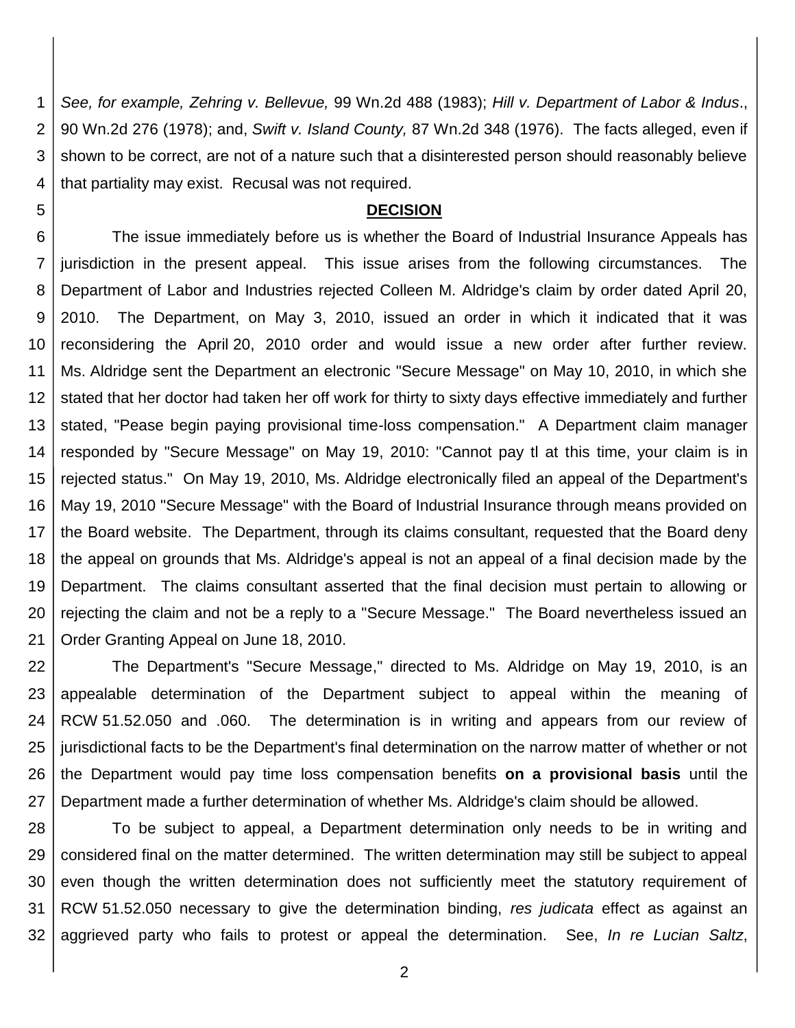*See, for example, Zehring v. Bellevue,* 99 Wn.2d 488 (1983); *Hill v. Department of Labor & Indus*., 90 Wn.2d 276 (1978); and, *Swift v. Island County,* 87 Wn.2d 348 (1976). The facts alleged, even if shown to be correct, are not of a nature such that a disinterested person should reasonably believe that partiality may exist. Recusal was not required.

## DECISION

The issue immediately before us is whether the Board of Industrial Insurance Appeals has jurisdiction in the present appeal. This issue arises from the following circumstances. The Department of Labor and Industries rejected Colleen M. Aldridge's claim by order dated April 20, 2010. The Department, on May 3, 2010, issued an order in which it indicated that it was reconsidering the April 20, 2010 order and would issue a new order after further review. Ms. Aldridge sent the Department an electronic "Secure Message" on May 10, 2010, in which she stated that her doctor had taken her off work for thirty to sixty days effective immediately and further stated, "Pease begin paying provisional time-loss compensation." A Department claim manager responded by "Secure Message" on May 19, 2010: "Cannot pay tl at this time, your claim is in rejected status." On May 19, 2010, Ms. Aldridge electronically filed an appeal of the Department's May 19, 2010 "Secure Message" with the Board of Industrial Insurance through means provided on the Board website. The Department, through its claims consultant, requested that the Board deny the appeal on grounds that Ms. Aldridge's appeal is not an appeal of a final decision made by the Department. The claims consultant asserted that the final decision must pertain to allowing or rejecting the claim and not be a reply to a "Secure Message." The Board nevertheless issued an Order Granting Appeal on June 18, 2010.

The Department's "Secure Message," directed to Ms. Aldridge on May 19, 2010, is an appealable determination of the Department subject to appeal within the meaning of RCW 51.52.050 and .060. The determination is in writing and appears from our review of jurisdictional facts to be the Department's final determination on the narrow matter of whether or not the Department would pay time loss compensation benefits **on a provisional basis** until the Department made a further determination of whether Ms. Aldridge's claim should be allowed.

To be subject to appeal, a Department determination only needs to be in writing and considered final on the matter determined. The written determination may still be subject to appeal even though the written determination does not sufficiently meet the statutory requirement of RCW 51.52.050 necessary to give the determination binding, *res judicata* effect as against an aggrieved party who fails to protest or appeal the determination. See, *In re Lucian Saltz*,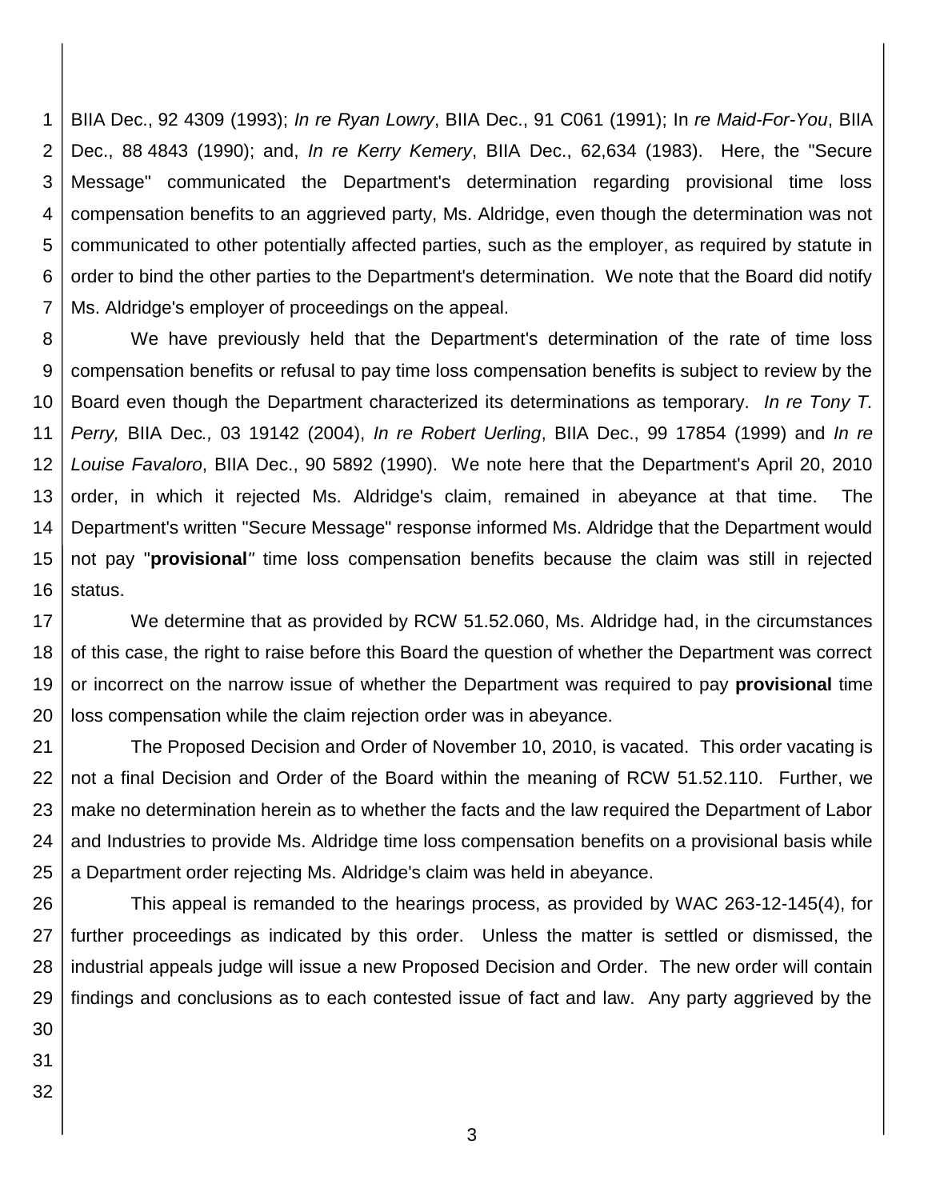BIIA Dec., 92 4309 (1993); *In re Ryan Lowry*, BIIA Dec., 91 C061 (1991); In *re Maid-For-You*, BIIA Dec., 88 4843 (1990); and, *In re Kerry Kemery*, BIIA Dec., 62,634 (1983). Here, the "Secure Message" communicated the Department's determination regarding provisional time loss compensation benefits to an aggrieved party, Ms. Aldridge, even though the determination was not communicated to other potentially affected parties, such as the employer, as required by statute in order to bind the other parties to the Department's determination. We note that the Board did notify Ms. Aldridge's employer of proceedings on the appeal.

We have previously held that the Department's determination of the rate of time loss compensation benefits or refusal to pay time loss compensation benefits is subject to review by the Board even though the Department characterized its determinations as temporary. *In re Tony T. Perry,* BIIA Dec*.,* 03 19142 (2004), *In re Robert Uerling*, BIIA Dec., 99 17854 (1999) and *In re Louise Favaloro*, BIIA Dec., 90 5892 (1990). We note here that the Department's April 20, 2010 order, in which it rejected Ms. Aldridge's claim, remained in abeyance at that time. The Department's written "Secure Message" response informed Ms. Aldridge that the Department would not pay "**provisional**" time loss compensation benefits because the claim was still in rejected status.

We determine that as provided by RCW 51.52.060, Ms. Aldridge had, in the circumstances of this case, the right to raise before this Board the question of whether the Department was correct or incorrect on the narrow issue of whether the Department was required to pay **provisional** time loss compensation while the claim rejection order was in abeyance.

The Proposed Decision and Order of November 10, 2010, is vacated. This order vacating is not a final Decision and Order of the Board within the meaning of RCW 51.52.110. Further, we make no determination herein as to whether the facts and the law required the Department of Labor and Industries to provide Ms. Aldridge time loss compensation benefits on a provisional basis while a Department order rejecting Ms. Aldridge's claim was held in abeyance.

This appeal is remanded to the hearings process, as provided by WAC 263-12-145(4), for further proceedings as indicated by this order. Unless the matter is settled or dismissed, the industrial appeals judge will issue a new Proposed Decision and Order. The new order will contain findings and conclusions as to each contested issue of fact and law. Any party aggrieved by the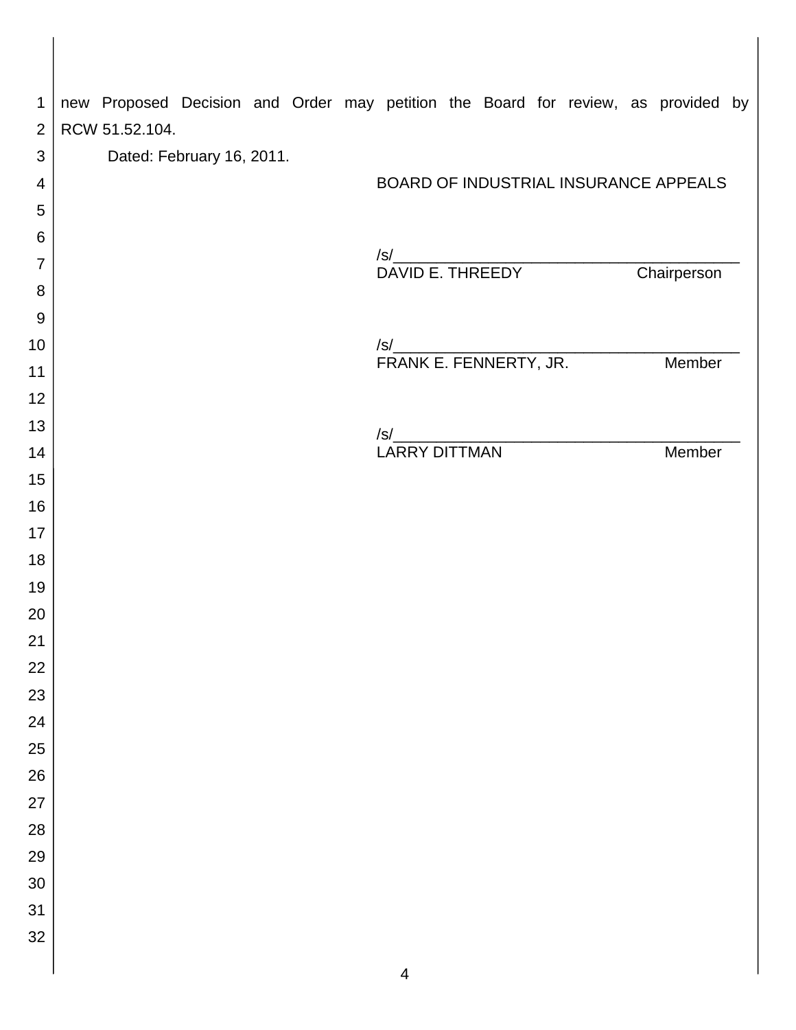new Proposed Decision and Order may petition the Board for review, as provided by RCW 51.52.104.

Dated: February 16, 2011.

BOARD OF INDUSTRIAL INSURANCE APPEALS

/s/\_\_\_\_\_\_\_\_\_\_\_\_\_\_\_\_\_\_\_\_\_\_\_\_\_\_\_\_\_\_\_\_\_\_\_\_\_\_\_\_
DAVID E. THREEDY Chairperson

/s/\_\_\_\_\_\_\_\_\_\_\_\_\_\_\_\_\_\_\_\_\_\_\_\_\_\_\_\_\_\_\_\_\_\_\_\_\_\_\_\_
FRANK E. FENNERTY, JR. Member

/s/\_\_\_\_\_\_\_\_\_\_\_\_\_\_\_\_\_\_\_\_\_\_\_\_\_\_\_\_\_\_\_\_\_\_\_\_\_\_\_\_
LARRY DITTMAN Member